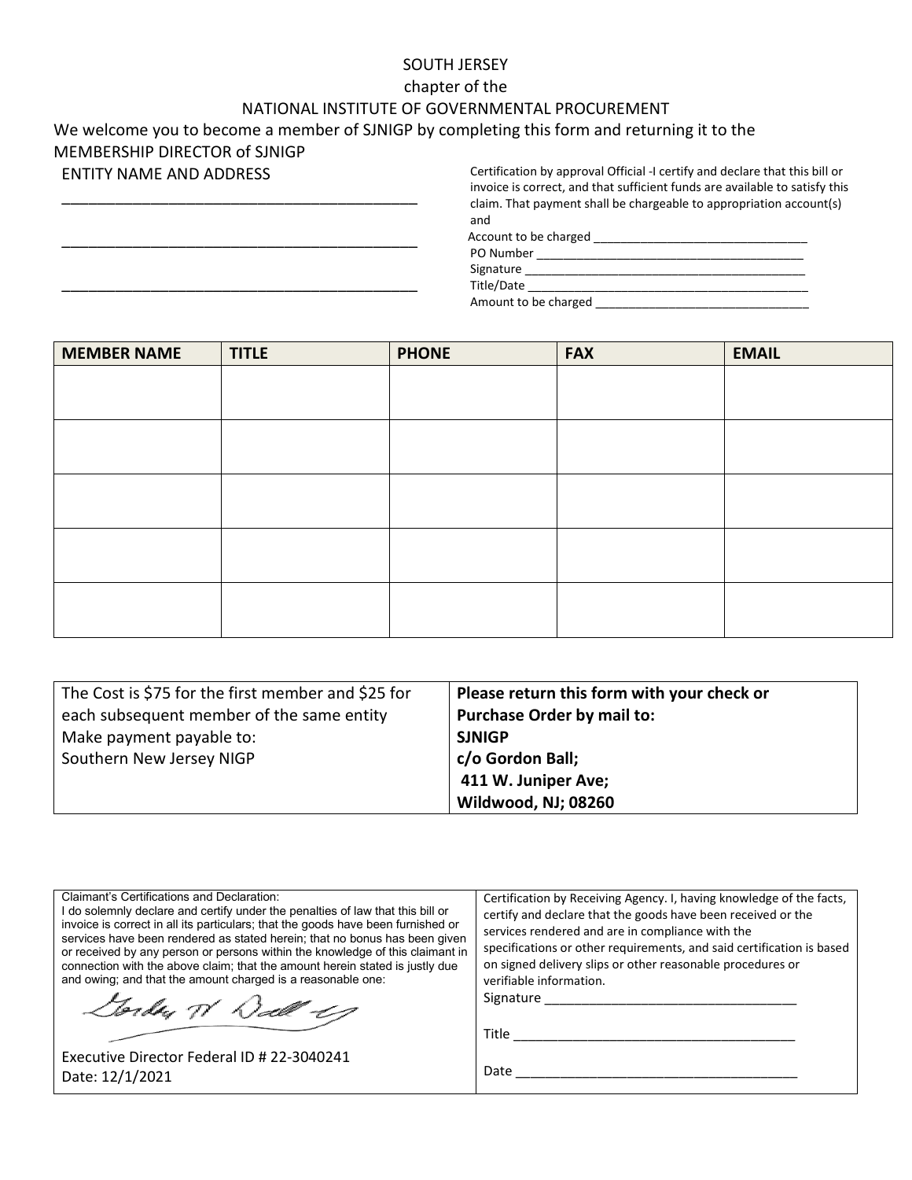SOUTH JERSEY
chapter of the
NATIONAL INSTITUTE OF GOVERNMENTAL PROCUREMENT

We welcome you to become a member of SJNIGP by completing this form and returning it to the MEMBERSHIP DIRECTOR of SJNIGP

ENTITY NAME AND ADDRESS

_____________________________________________

_____________________________________________

_____________________________________________

Certification by approval Official -I certify and declare that this bill or invoice is correct, and that sufficient funds are available to satisfy this claim. That payment shall be chargeable to appropriation account(s) and

Account to be charged ________________________________

PO Number ________________________________________

Signature __________________________________________

Title/Date __________________________________________

Amount to be charged _________________________________

| MEMBER NAME | TITLE | PHONE | FAX | EMAIL |
|---|---|---|---|---|
| | | | | |
| | | | | |
| | | | | |
| | | | | |
| | | | | |

| | |
|---|---|
| The Cost is $75 for the first member and $25 for each subsequent member of the same entity<br>Make payment payable to:<br>Southern New Jersey NIGP | **Please return this form with your check or Purchase Order by mail to:**<br>**SJNIGP**<br>**c/o Gordon Ball;**<br>**411 W. Juniper Ave;**<br>**Wildwood, NJ; 08260** |

| | |
|---|---|
| Claimant's Certifications and Declaration:<br>I do solemnly declare and certify under the penalties of law that this bill or invoice is correct in all its particulars; that the goods have been furnished or services have been rendered as stated herein; that no bonus has been given or received by any person or persons within the knowledge of this claimant in connection with the above claim; that the amount herein stated is justly due and owing; and that the amount charged is a reasonable one:<br>Gordon M Ball<br>Executive Director Federal ID # 22-3040241<br>Date: 12/1/2021 | Certification by Receiving Agency. I, having knowledge of the facts, certify and declare that the goods have been received or the services rendered and are in compliance with the specifications or other requirements, and said certification is based on signed delivery slips or other reasonable procedures or verifiable information.<br>Signature __________________________________<br>Title ______________________________________<br>Date ______________________________________ |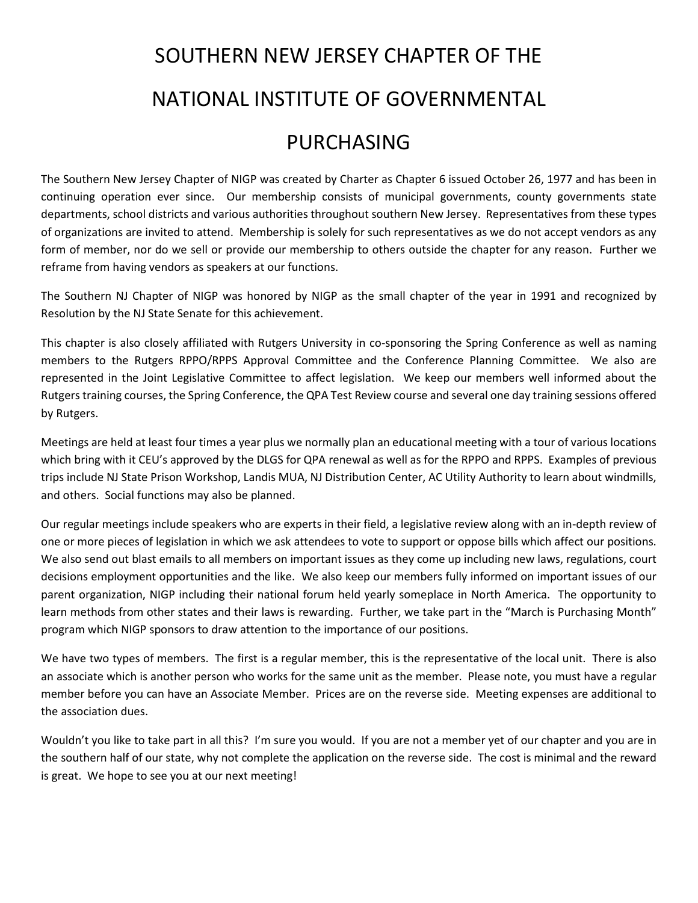# SOUTHERN NEW JERSEY CHAPTER OF THE NATIONAL INSTITUTE OF GOVERNMENTAL PURCHASING

The Southern New Jersey Chapter of NIGP was created by Charter as Chapter 6 issued October 26, 1977 and has been in continuing operation ever since. Our membership consists of municipal governments, county governments state departments, school districts and various authorities throughout southern New Jersey. Representatives from these types of organizations are invited to attend. Membership is solely for such representatives as we do not accept vendors as any form of member, nor do we sell or provide our membership to others outside the chapter for any reason. Further we reframe from having vendors as speakers at our functions.

The Southern NJ Chapter of NIGP was honored by NIGP as the small chapter of the year in 1991 and recognized by Resolution by the NJ State Senate for this achievement.

This chapter is also closely affiliated with Rutgers University in co-sponsoring the Spring Conference as well as naming members to the Rutgers RPPO/RPPS Approval Committee and the Conference Planning Committee. We also are represented in the Joint Legislative Committee to affect legislation. We keep our members well informed about the Rutgers training courses, the Spring Conference, the QPA Test Review course and several one day training sessions offered by Rutgers.

Meetings are held at least four times a year plus we normally plan an educational meeting with a tour of various locations which bring with it CEU's approved by the DLGS for QPA renewal as well as for the RPPO and RPPS. Examples of previous trips include NJ State Prison Workshop, Landis MUA, NJ Distribution Center, AC Utility Authority to learn about windmills, and others. Social functions may also be planned.

Our regular meetings include speakers who are experts in their field, a legislative review along with an in-depth review of one or more pieces of legislation in which we ask attendees to vote to support or oppose bills which affect our positions. We also send out blast emails to all members on important issues as they come up including new laws, regulations, court decisions employment opportunities and the like. We also keep our members fully informed on important issues of our parent organization, NIGP including their national forum held yearly someplace in North America. The opportunity to learn methods from other states and their laws is rewarding. Further, we take part in the "March is Purchasing Month" program which NIGP sponsors to draw attention to the importance of our positions.

We have two types of members. The first is a regular member, this is the representative of the local unit. There is also an associate which is another person who works for the same unit as the member. Please note, you must have a regular member before you can have an Associate Member. Prices are on the reverse side. Meeting expenses are additional to the association dues.

Wouldn't you like to take part in all this? I'm sure you would. If you are not a member yet of our chapter and you are in the southern half of our state, why not complete the application on the reverse side. The cost is minimal and the reward is great. We hope to see you at our next meeting!